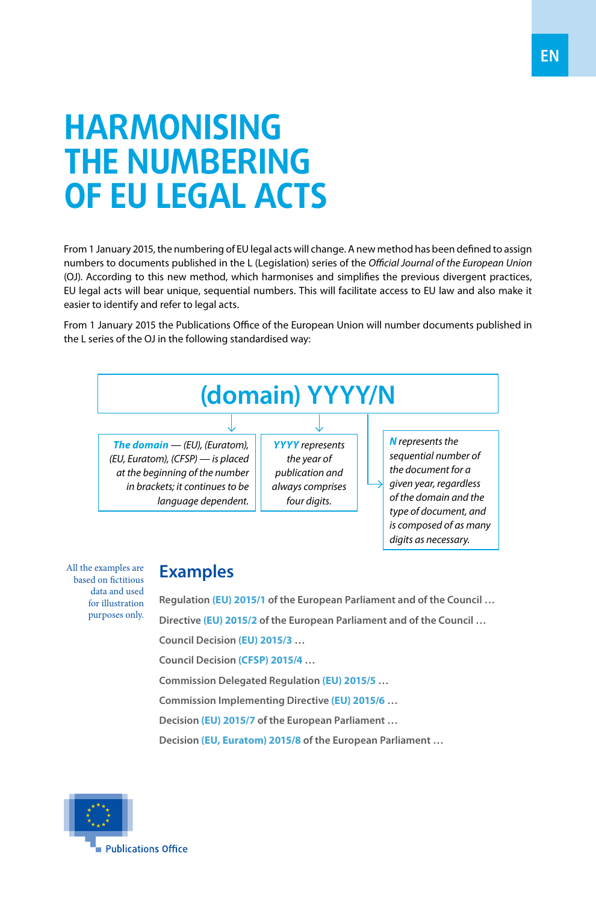# HARMONISING THE NUMBERING OF EU LEGAL ACTS

From 1 January 2015, the numbering of EU legal acts will change. A new method has been defined to assign numbers to documents published in the L (Legislation) series of the *Official Journal of the European Union* (OJ). According to this new method, which harmonises and simplifies the previous divergent practices, EU legal acts will bear unique, sequential numbers. This will facilitate access to EU law and also make it easier to identify and refer to legal acts.

From 1 January 2015 the Publications Office of the European Union will number documents published in the L series of the OJ in the following standardised way:

**(domain) YYYY/N**

- ***The domain*** — *(EU), (Euratom), (EU, Euratom), (CFSP) — is placed at the beginning of the number in brackets; it continues to be language dependent.*
- ***YYYY*** *represents the year of publication and always comprises four digits.*
- ***N*** *represents the sequential number of the document for a given year, regardless of the domain and the type of document, and is composed of as many digits as necessary.*

## Examples

All the examples are based on fictitious data and used for illustration purposes only.

**Regulation (EU) 2015/1 of the European Parliament and of the Council …**

**Directive (EU) 2015/2 of the European Parliament and of the Council …**

**Council Decision (EU) 2015/3 …**

**Council Decision (CFSP) 2015/4 …**

**Commission Delegated Regulation (EU) 2015/5 …**

**Commission Implementing Directive (EU) 2015/6 …**

**Decision (EU) 2015/7 of the European Parliament …**

**Decision (EU, Euratom) 2015/8 of the European Parliament …**

Publications Office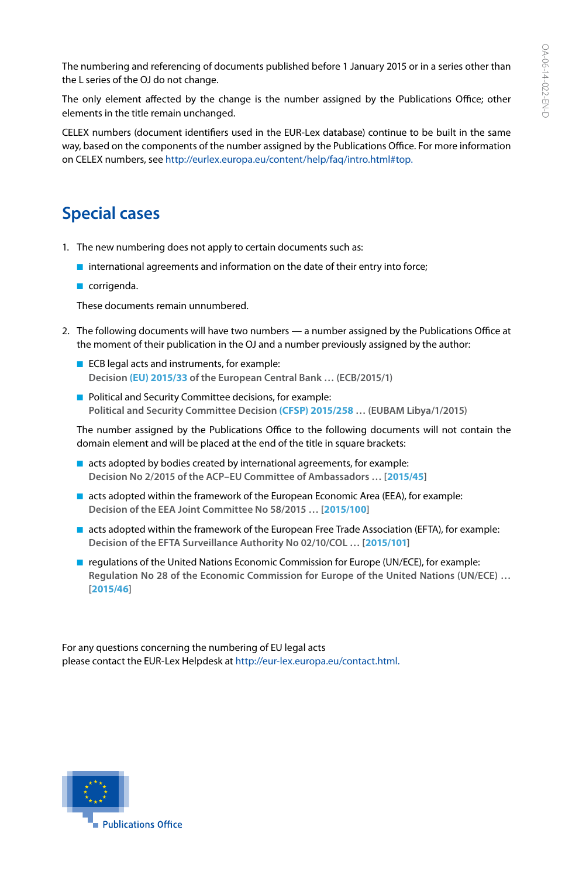The numbering and referencing of documents published before 1 January 2015 or in a series other than the L series of the OJ do not change.

The only element affected by the change is the number assigned by the Publications Office; other elements in the title remain unchanged.

CELEX numbers (document identifiers used in the EUR-Lex database) continue to be built in the same way, based on the components of the number assigned by the Publications Office. For more information on CELEX numbers, see http://eurlex.europa.eu/content/help/faq/intro.html#top.

## Special cases

1. The new numbering does not apply to certain documents such as:
   - international agreements and information on the date of their entry into force;
   - corrigenda.

   These documents remain unnumbered.

2. The following documents will have two numbers — a number assigned by the Publications Office at the moment of their publication in the OJ and a number previously assigned by the author:
   - ECB legal acts and instruments, for example:
     **Decision (EU) 2015/33 of the European Central Bank … (ECB/2015/1)**
   - Political and Security Committee decisions, for example:
     **Political and Security Committee Decision (CFSP) 2015/258 … (EUBAM Libya/1/2015)**

   The number assigned by the Publications Office to the following documents will not contain the domain element and will be placed at the end of the title in square brackets:

   - acts adopted by bodies created by international agreements, for example:
     **Decision No 2/2015 of the ACP–EU Committee of Ambassadors … [2015/45]**
   - acts adopted within the framework of the European Economic Area (EEA), for example:
     **Decision of the EEA Joint Committee No 58/2015 … [2015/100]**
   - acts adopted within the framework of the European Free Trade Association (EFTA), for example:
     **Decision of the EFTA Surveillance Authority No 02/10/COL … [2015/101]**
   - regulations of the United Nations Economic Commission for Europe (UN/ECE), for example:
     **Regulation No 28 of the Economic Commission for Europe of the United Nations (UN/ECE) … [2015/46]**

For any questions concerning the numbering of EU legal acts
please contact the EUR-Lex Helpdesk at http://eur-lex.europa.eu/contact.html.

Publications Office

OA-06-14-022-EN-D